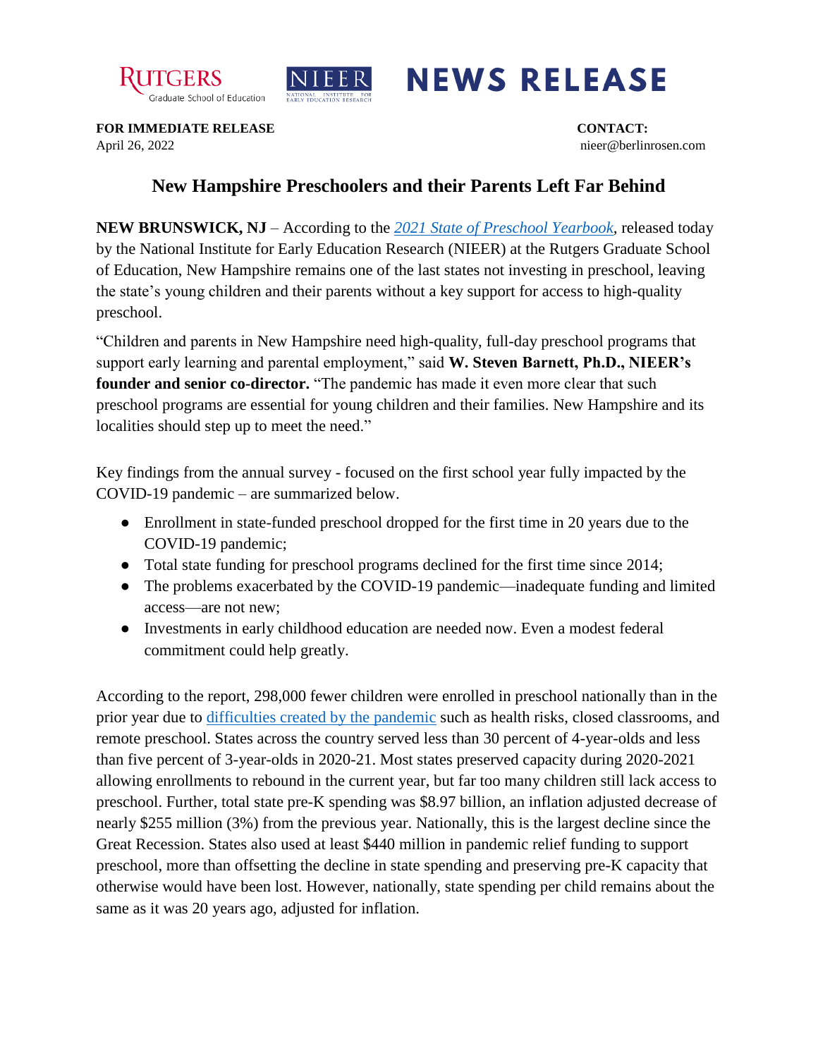RUTGERS Graduate School of Education | NIEER National Institute for Early Education Research | **NEWS RELEASE**

**FOR IMMEDIATE RELEASE**
April 26, 2022

**CONTACT:**
nieer@berlinrosen.com

# New Hampshire Preschoolers and their Parents Left Far Behind

**NEW BRUNSWICK, NJ** – According to the *2021 State of Preschool Yearbook*, released today by the National Institute for Early Education Research (NIEER) at the Rutgers Graduate School of Education, New Hampshire remains one of the last states not investing in preschool, leaving the state's young children and their parents without a key support for access to high-quality preschool.

"Children and parents in New Hampshire need high-quality, full-day preschool programs that support early learning and parental employment," said **W. Steven Barnett, Ph.D., NIEER's founder and senior co-director.** "The pandemic has made it even more clear that such preschool programs are essential for young children and their families. New Hampshire and its localities should step up to meet the need."

Key findings from the annual survey - focused on the first school year fully impacted by the COVID-19 pandemic – are summarized below.

- Enrollment in state-funded preschool dropped for the first time in 20 years due to the COVID-19 pandemic;
- Total state funding for preschool programs declined for the first time since 2014;
- The problems exacerbated by the COVID-19 pandemic—inadequate funding and limited access—are not new;
- Investments in early childhood education are needed now. Even a modest federal commitment could help greatly.

According to the report, 298,000 fewer children were enrolled in preschool nationally than in the prior year due to difficulties created by the pandemic such as health risks, closed classrooms, and remote preschool. States across the country served less than 30 percent of 4-year-olds and less than five percent of 3-year-olds in 2020-21. Most states preserved capacity during 2020-2021 allowing enrollments to rebound in the current year, but far too many children still lack access to preschool. Further, total state pre-K spending was $8.97 billion, an inflation adjusted decrease of nearly $255 million (3%) from the previous year. Nationally, this is the largest decline since the Great Recession. States also used at least $440 million in pandemic relief funding to support preschool, more than offsetting the decline in state spending and preserving pre-K capacity that otherwise would have been lost. However, nationally, state spending per child remains about the same as it was 20 years ago, adjusted for inflation.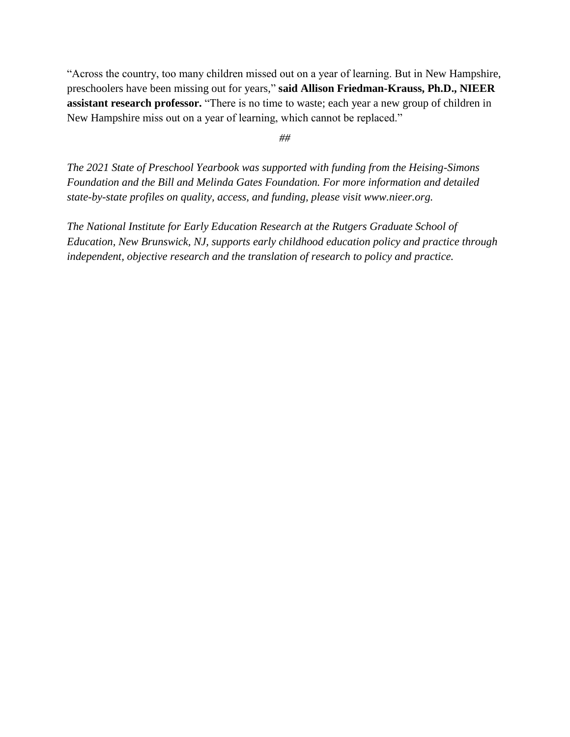"Across the country, too many children missed out on a year of learning. But in New Hampshire, preschoolers have been missing out for years," **said Allison Friedman-Krauss, Ph.D., NIEER assistant research professor.** "There is no time to waste; each year a new group of children in New Hampshire miss out on a year of learning, which cannot be replaced."

*##*

*The 2021 State of Preschool Yearbook was supported with funding from the Heising-Simons Foundation and the Bill and Melinda Gates Foundation. For more information and detailed state-by-state profiles on quality, access, and funding, please visit www.nieer.org.*

*The National Institute for Early Education Research at the Rutgers Graduate School of Education, New Brunswick, NJ, supports early childhood education policy and practice through independent, objective research and the translation of research to policy and practice.*